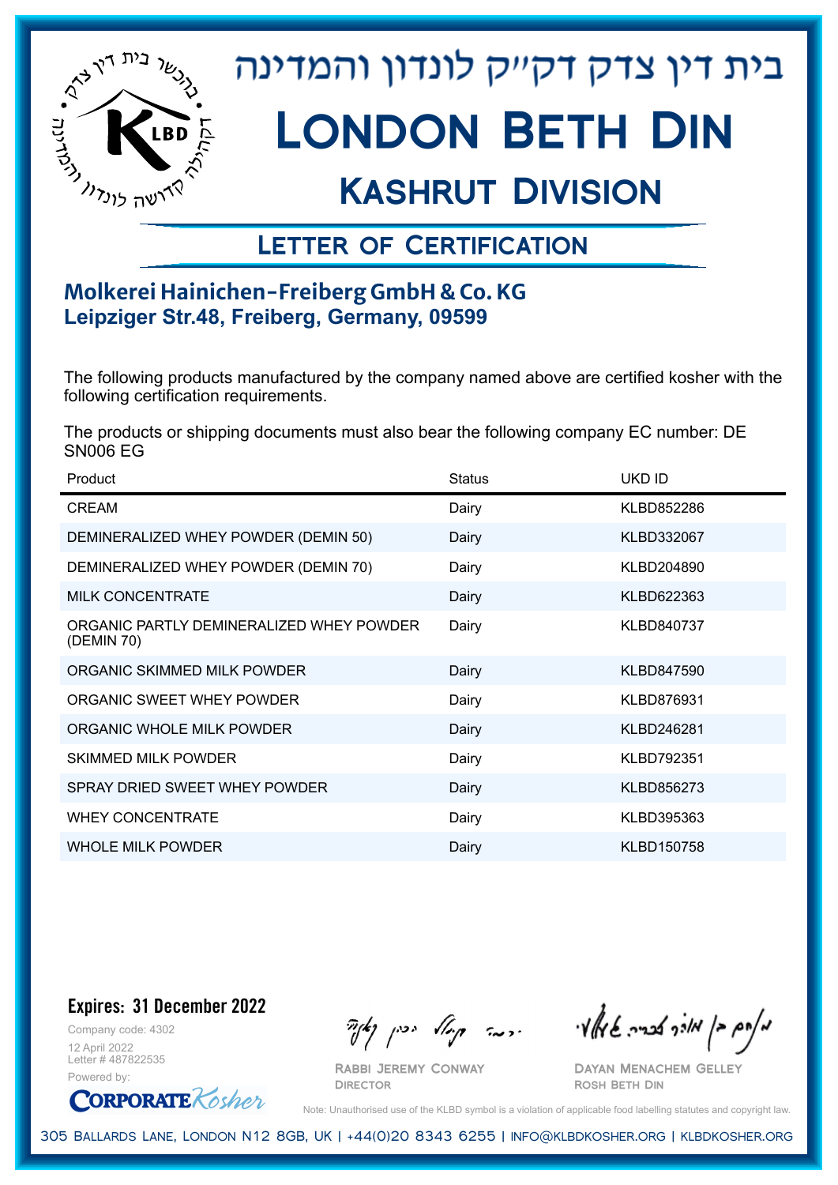# בית דין צדק דקייק לונדון והמדינה

# London Beth Din

## Kashrut Division

### Letter of Certification

**Molkerei Hainichen-Freiberg GmbH & Co. KG**
**Leipziger Str.48, Freiberg, Germany, 09599**

The following products manufactured by the company named above are certified kosher with the following certification requirements.

The products or shipping documents must also bear the following company EC number: DE SN006 EG

| Product | Status | UKD ID |
|---|---|---|
| CREAM | Dairy | KLBD852286 |
| DEMINERALIZED WHEY POWDER (DEMIN 50) | Dairy | KLBD332067 |
| DEMINERALIZED WHEY POWDER (DEMIN 70) | Dairy | KLBD204890 |
| MILK CONCENTRATE | Dairy | KLBD622363 |
| ORGANIC PARTLY DEMINERALIZED WHEY POWDER (DEMIN 70) | Dairy | KLBD840737 |
| ORGANIC SKIMMED MILK POWDER | Dairy | KLBD847590 |
| ORGANIC SWEET WHEY POWDER | Dairy | KLBD876931 |
| ORGANIC WHOLE MILK POWDER | Dairy | KLBD246281 |
| SKIMMED MILK POWDER | Dairy | KLBD792351 |
| SPRAY DRIED SWEET WHEY POWDER | Dairy | KLBD856273 |
| WHEY CONCENTRATE | Dairy | KLBD395363 |
| WHOLE MILK POWDER | Dairy | KLBD150758 |

**Expires: 31 December 2022**

Company code: 4302
12 April 2022
Letter # 487822535
Powered by: CorporateKosher

Rabbi Jeremy Conway
Director

Dayan Menachem Gelley
Rosh Beth Din

Note: Unauthorised use of the KLBD symbol is a violation of applicable food labelling statutes and copyright law.

305 Ballards Lane, London N12 8GB, UK | +44(0)20 8343 6255 | info@klbdkosher.org | klbdkosher.org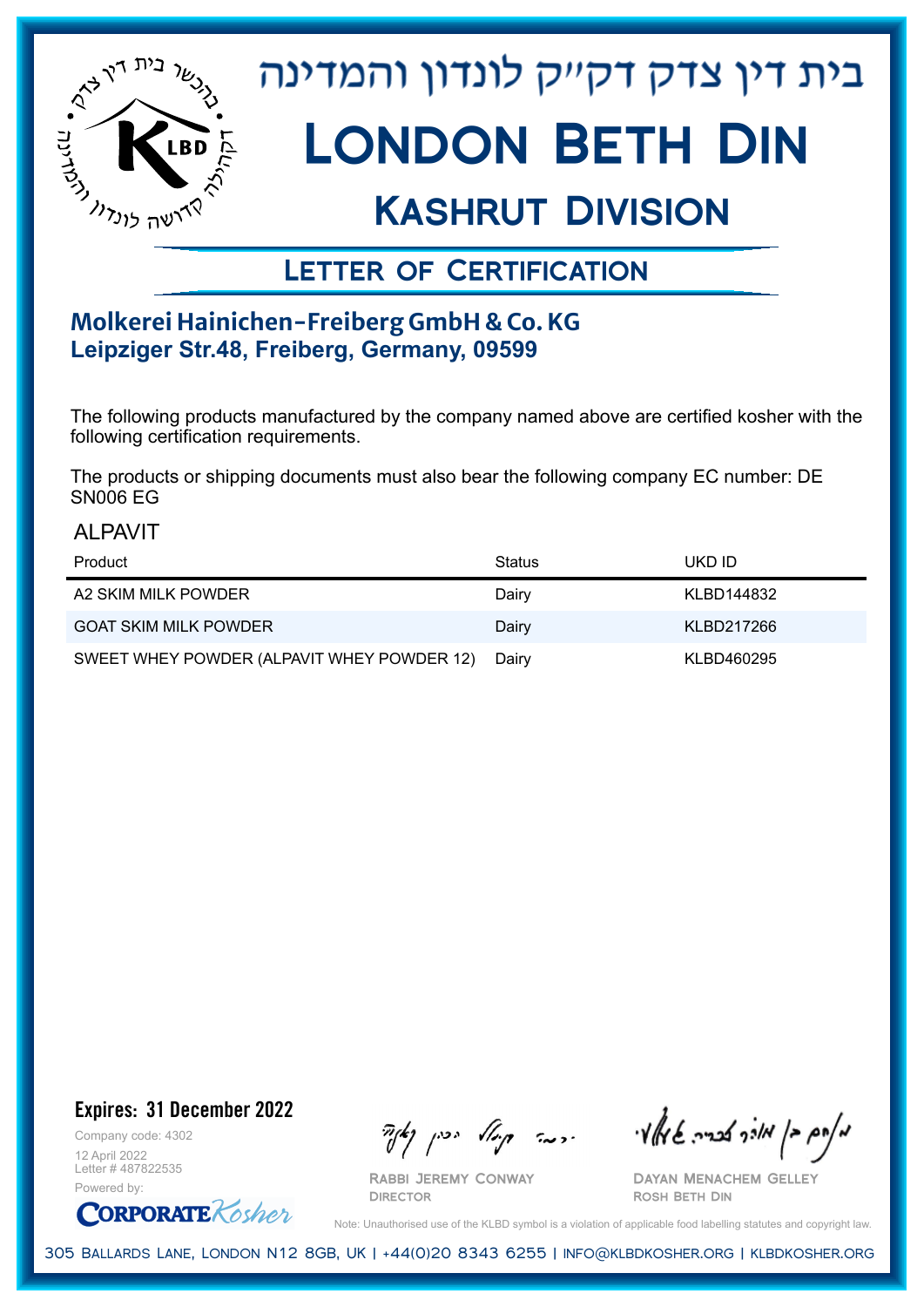# בית דין צדק דק״ק לונדון והמדינה

# London Beth Din

## Kashrut Division

### Letter of Certification

**Molkerei Hainichen-Freiberg GmbH & Co. KG**
**Leipziger Str.48, Freiberg, Germany, 09599**

The following products manufactured by the company named above are certified kosher with the following certification requirements.

The products or shipping documents must also bear the following company EC number: DE SN006 EG

ALPAVIT

| Product | Status | UKD ID |
|---|---|---|
| A2 SKIM MILK POWDER | Dairy | KLBD144832 |
| GOAT SKIM MILK POWDER | Dairy | KLBD217266 |
| SWEET WHEY POWDER (ALPAVIT WHEY POWDER 12) | Dairy | KLBD460295 |

**Expires: 31 December 2022**

Company code: 4302
12 April 2022
Letter # 487822535
Powered by: Corporate Kosher

Rabbi Jeremy Conway
Director

Dayan Menachem Gelley
Rosh Beth Din

Note: Unauthorised use of the KLBD symbol is a violation of applicable food labelling statutes and copyright law.

305 Ballards Lane, London N12 8GB, UK | +44(0)20 8343 6255 | info@klbdkosher.org | klbdkosher.org